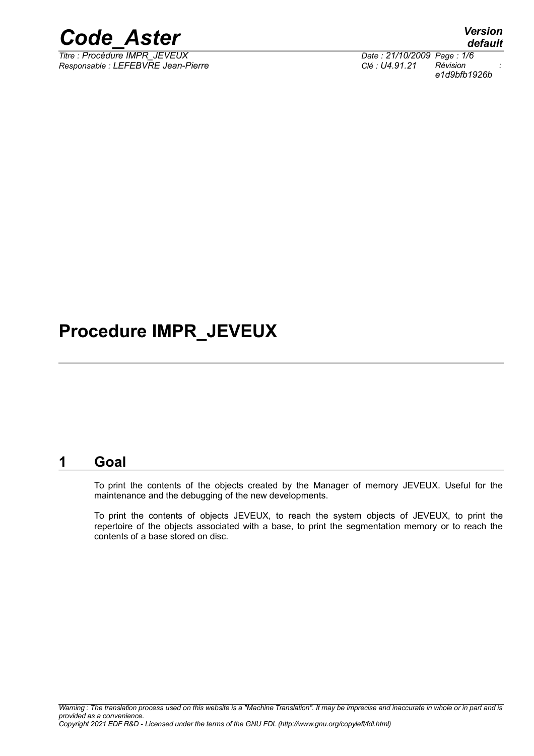# Procedure IMPR_JEVEUX

## 1 Goal

To print the contents of the objects created by the Manager of memory JEVEUX. Useful for the maintenance and the debugging of the new developments.

To print the contents of objects JEVEUX, to reach the system objects of JEVEUX, to print the repertoire of the objects associated with a base, to print the segmentation memory or to reach the contents of a base stored on disc.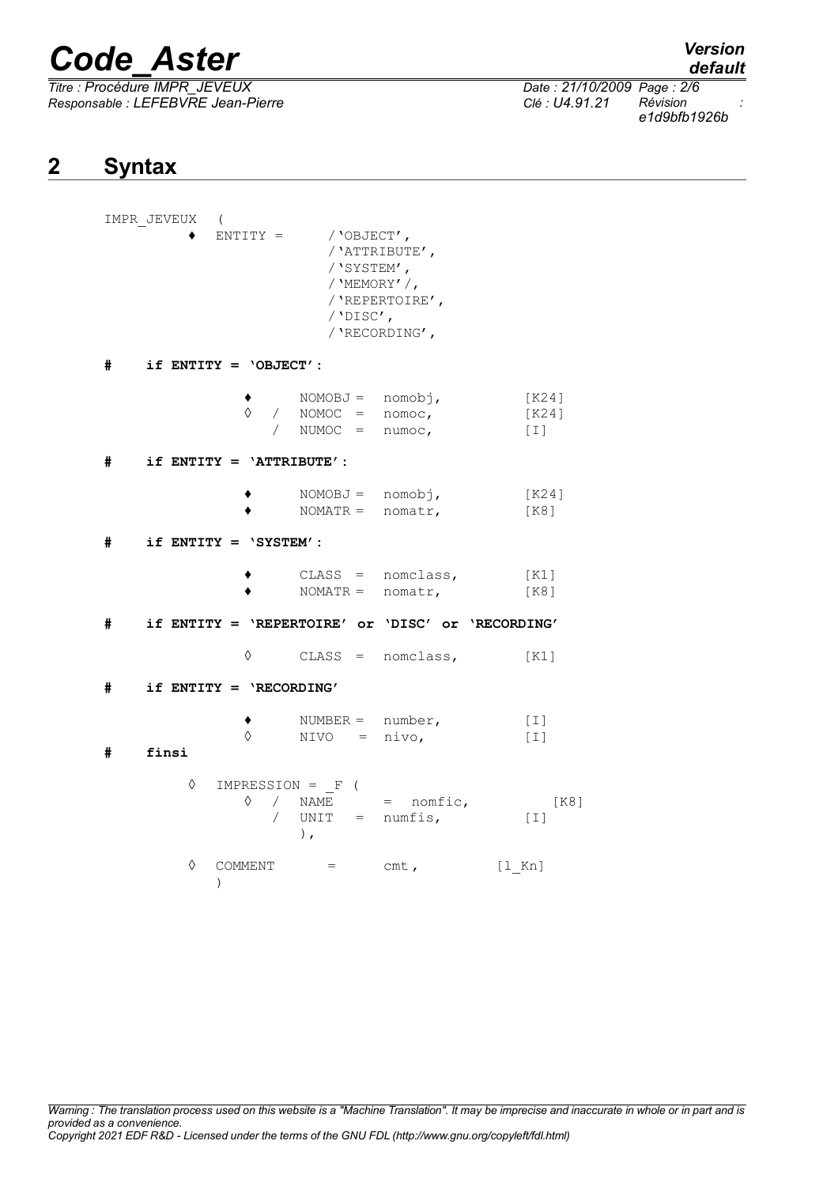## 2 Syntax

```
IMPR_JEVEUX   (
        ♦  ENTITY =        /'OBJECT',
                           /'ATTRIBUTE',
                           /'SYSTEM',
                           /'MEMORY'/,
                           /'REPERTOIRE',
                           /'DISC',
                           /'RECORDING',

#     if ENTITY = 'OBJECT':

              ♦      NOMOBJ =  nomobj,          [K24]
              ◊  /   NOMOC  =  nomoc,           [K24]
                 /   NUMOC  =  numoc,           [I]

#     if ENTITY = 'ATTRIBUTE':

              ♦      NOMOBJ =  nomobj,          [K24]
              ♦      NOMATR =  nomatr,          [K8]

#     if ENTITY = 'SYSTEM':

              ♦      CLASS  =  nomclass,        [K1]
              ♦      NOMATR =  nomatr,          [K8]

#     if ENTITY = 'REPERTOIRE' or 'DISC' or 'RECORDING'

              ◊      CLASS  =  nomclass,        [K1]

#     if ENTITY = 'RECORDING'

              ♦      NUMBER =  number,          [I]
              ◊      NIVO   =  nivo,            [I]
#     finsi

        ◊  IMPRESSION = _F (
              ◊  /   NAME      =  nomfic,          [K8]
                 /   UNIT   =  numfis,          [I]
                     ),

        ◊  COMMENT      =      cmt,          [l_Kn]
           )
```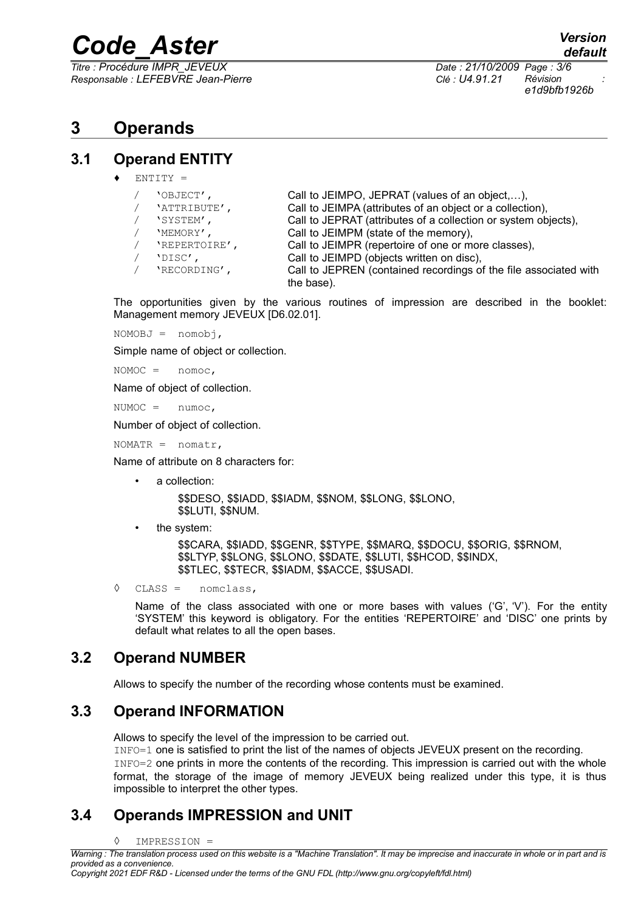# 3 Operands

## 3.1 Operand ENTITY

♦ ENTITY =

| | |
|---|---|
| / 'OBJECT', | Call to JEIMPO, JEPRAT (values of an object,…), |
| / 'ATTRIBUTE', | Call to JEIMPA (attributes of an object or a collection), |
| / 'SYSTEM', | Call to JEPRAT (attributes of a collection or system objects), |
| / 'MEMORY', | Call to JEIMPM (state of the memory), |
| / 'REPERTOIRE', | Call to JEIMPR (repertoire of one or more classes), |
| / 'DISC', | Call to JEIMPD (objects written on disc), |
| / 'RECORDING', | Call to JEPREN (contained recordings of the file associated with the base). |

The opportunities given by the various routines of impression are described in the booklet: Management memory JEVEUX [D6.02.01].

NOMOBJ = nomobj,

Simple name of object or collection.

NOMOC = nomoc,

Name of object of collection.

NUMOC = numoc,

Number of object of collection.

NOMATR = nomatr,

Name of attribute on 8 characters for:

- a collection:

  $$DESO, $$IADD, $$IADM, $$NOM, $$LONG, $$LONO, $$LUTI, $$NUM.

- the system:

  $$CARA, $$IADD, $$GENR, $$TYPE, $$MARQ, $$DOCU, $$ORIG, $$RNOM, $$LTYP, $$LONG, $$LONO, $$DATE, $$LUTI, $$HCOD, $$INDX, $$TLEC, $$TECR, $$IADM, $$ACCE, $$USADI.

◊ CLASS = nomclass,

Name of the class associated with one or more bases with values ('G', 'V'). For the entity 'SYSTEM' this keyword is obligatory. For the entities 'REPERTOIRE' and 'DISC' one prints by default what relates to all the open bases.

## 3.2 Operand NUMBER

Allows to specify the number of the recording whose contents must be examined.

## 3.3 Operand INFORMATION

Allows to specify the level of the impression to be carried out.

INFO=1 one is satisfied to print the list of the names of objects JEVEUX present on the recording.

INFO=2 one prints in more the contents of the recording. This impression is carried out with the whole format, the storage of the image of memory JEVEUX being realized under this type, it is thus impossible to interpret the other types.

## 3.4 Operands IMPRESSION and UNIT

◊ IMPRESSION =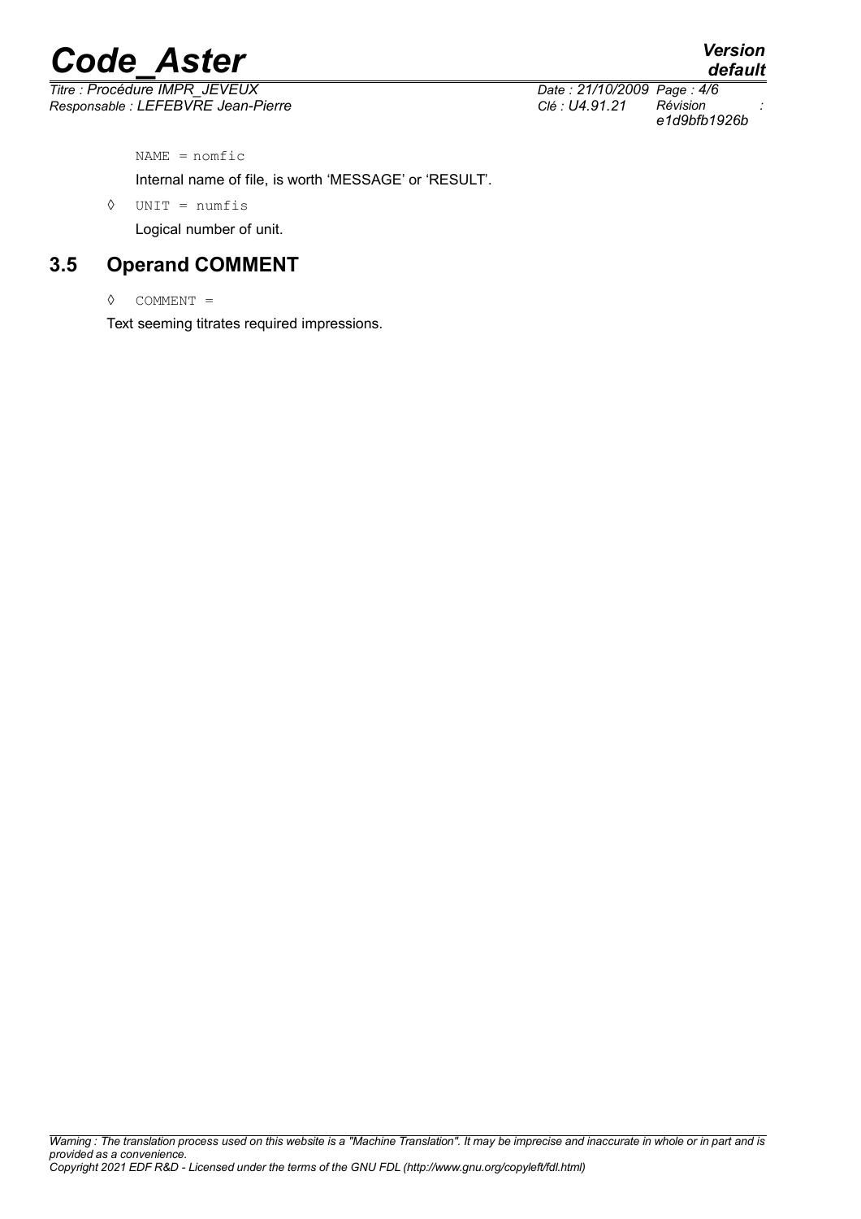NAME = nomfic

Internal name of file, is worth 'MESSAGE' or 'RESULT'.

◊ UNIT = numfis

Logical number of unit.

## 3.5 Operand COMMENT

◊ COMMENT =

Text seeming titrates required impressions.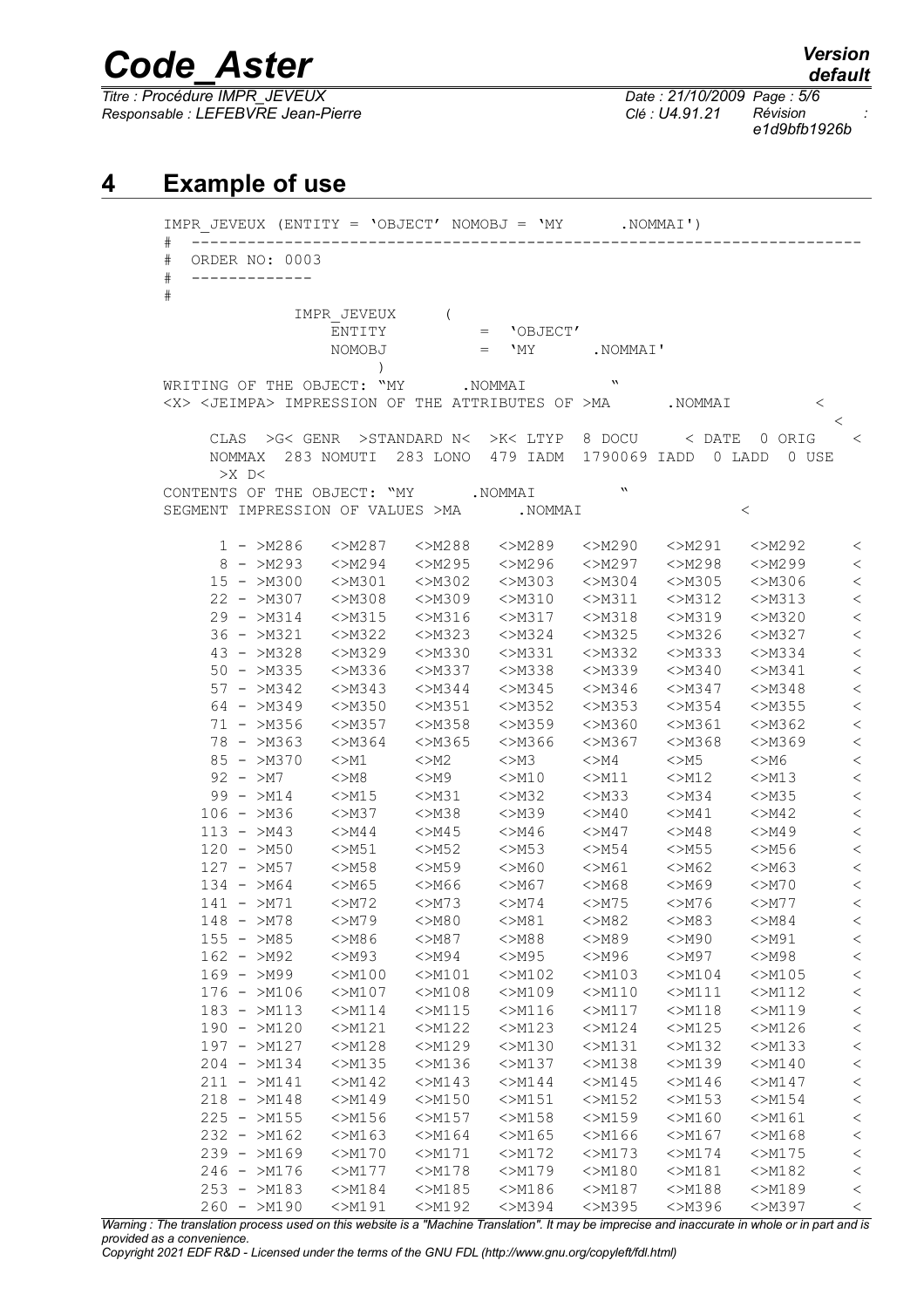# 4 Example of use

```
IMPR_JEVEUX (ENTITY = 'OBJECT' NOMOBJ = 'MY        .NOMMAI')
#  ----------------------------------------------------------------------
#  ORDER NO: 0003
#  -------------
#
              IMPR_JEVEUX      (
                  ENTITY          =  'OBJECT'
                  NOMOBJ          =  'MY        .NOMMAI'
                 )
WRITING OF THE OBJECT: "MY        .NOMMAI          "
<X> <JEIMPA> IMPRESSION OF THE ATTRIBUTES OF >MA        .NOMMAI          <
                                                                          <
     CLAS  >G< GENR  >STANDARD N<  >K< LTYP  8 DOCU     < DATE  0 ORIG    <
     NOMMAX  283 NOMUTI  283 LONO  479 IADM  1790069 IADD  0 LADD  0 USE
      >X D<
CONTENTS OF THE OBJECT: "MY        .NOMMAI          "
SEGMENT IMPRESSION OF VALUES >MA        .NOMMAI              <

       1 - >M286    <>M287   <>M288   <>M289   <>M290   <>M291   <>M292     <
       8 - >M293    <>M294   <>M295   <>M296   <>M297   <>M298   <>M299     <
      15 - >M300    <>M301   <>M302   <>M303   <>M304   <>M305   <>M306     <
      22 - >M307    <>M308   <>M309   <>M310   <>M311   <>M312   <>M313     <
      29 - >M314    <>M315   <>M316   <>M317   <>M318   <>M319   <>M320     <
      36 - >M321    <>M322   <>M323   <>M324   <>M325   <>M326   <>M327     <
      43 - >M328    <>M329   <>M330   <>M331   <>M332   <>M333   <>M334     <
      50 - >M335    <>M336   <>M337   <>M338   <>M339   <>M340   <>M341     <
      57 - >M342    <>M343   <>M344   <>M345   <>M346   <>M347   <>M348     <
      64 - >M349    <>M350   <>M351   <>M352   <>M353   <>M354   <>M355     <
      71 - >M356    <>M357   <>M358   <>M359   <>M360   <>M361   <>M362     <
      78 - >M363    <>M364   <>M365   <>M366   <>M367   <>M368   <>M369     <
      85 - >M370    <>M1     <>M2     <>M3     <>M4     <>M5     <>M6       <
      92 - >M7      <>M8     <>M9     <>M10    <>M11    <>M12    <>M13      <
      99 - >M14     <>M15    <>M31    <>M32    <>M33    <>M34    <>M35      <
     106 - >M36     <>M37    <>M38    <>M39    <>M40    <>M41    <>M42      <
     113 - >M43     <>M44    <>M45    <>M46    <>M47    <>M48    <>M49      <
     120 - >M50     <>M51    <>M52    <>M53    <>M54    <>M55    <>M56      <
     127 - >M57     <>M58    <>M59    <>M60    <>M61    <>M62    <>M63      <
     134 - >M64     <>M65    <>M66    <>M67    <>M68    <>M69    <>M70      <
     141 - >M71     <>M72    <>M73    <>M74    <>M75    <>M76    <>M77      <
     148 - >M78     <>M79    <>M80    <>M81    <>M82    <>M83    <>M84      <
     155 - >M85     <>M86    <>M87    <>M88    <>M89    <>M90    <>M91      <
     162 - >M92     <>M93    <>M94    <>M95    <>M96    <>M97    <>M98      <
     169 - >M99     <>M100   <>M101   <>M102   <>M103   <>M104   <>M105     <
     176 - >M106    <>M107   <>M108   <>M109   <>M110   <>M111   <>M112     <
     183 - >M113    <>M114   <>M115   <>M116   <>M117   <>M118   <>M119     <
     190 - >M120    <>M121   <>M122   <>M123   <>M124   <>M125   <>M126     <
     197 - >M127    <>M128   <>M129   <>M130   <>M131   <>M132   <>M133     <
     204 - >M134    <>M135   <>M136   <>M137   <>M138   <>M139   <>M140     <
     211 - >M141    <>M142   <>M143   <>M144   <>M145   <>M146   <>M147     <
     218 - >M148    <>M149   <>M150   <>M151   <>M152   <>M153   <>M154     <
     225 - >M155    <>M156   <>M157   <>M158   <>M159   <>M160   <>M161     <
     232 - >M162    <>M163   <>M164   <>M165   <>M166   <>M167   <>M168     <
     239 - >M169    <>M170   <>M171   <>M172   <>M173   <>M174   <>M175     <
     246 - >M176    <>M177   <>M178   <>M179   <>M180   <>M181   <>M182     <
     253 - >M183    <>M184   <>M185   <>M186   <>M187   <>M188   <>M189     <
     260 - >M190    <>M191   <>M192   <>M394   <>M395   <>M396   <>M397     <
```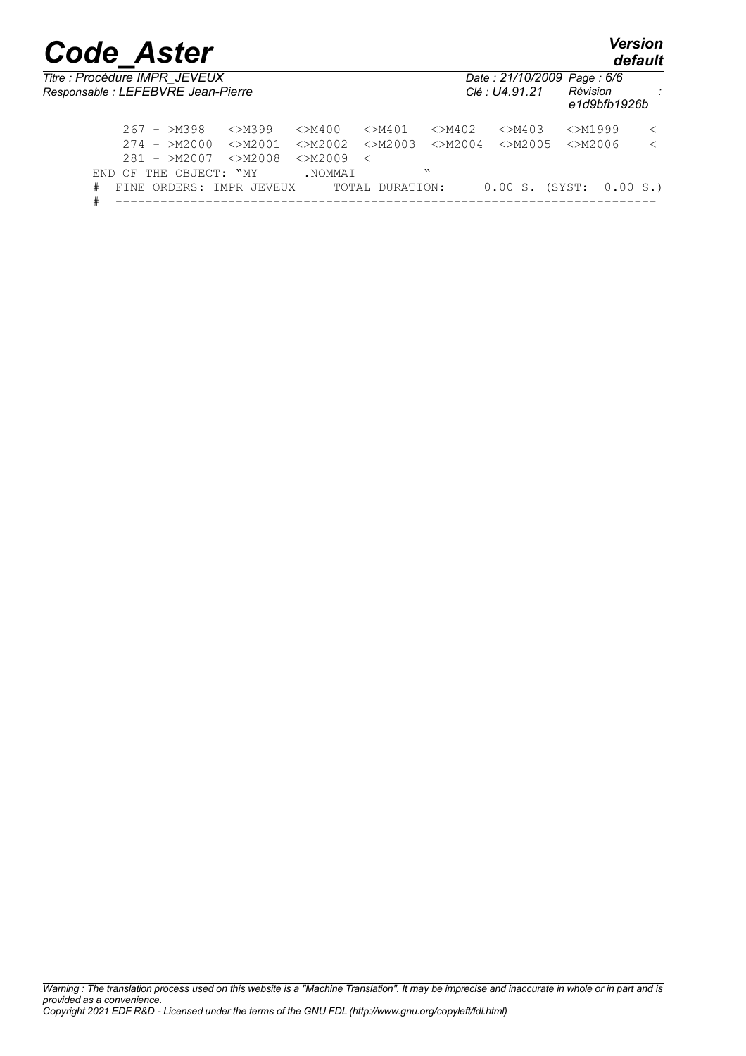```
    267 - >M398   <>M399   <>M400   <>M401   <>M402   <>M403   <>M1999   <
    274 - >M2000  <>M2001  <>M2002  <>M2003  <>M2004  <>M2005  <>M2006   <
    281 - >M2007  <>M2008  <>M2009  <
END OF THE OBJECT: "MY       .NOMMAI          "
# FINE ORDERS: IMPR_JEVEUX      TOTAL DURATION:      0.00 S. (SYST:  0.00 S.)
# -----------------------------------------------------------------------
```